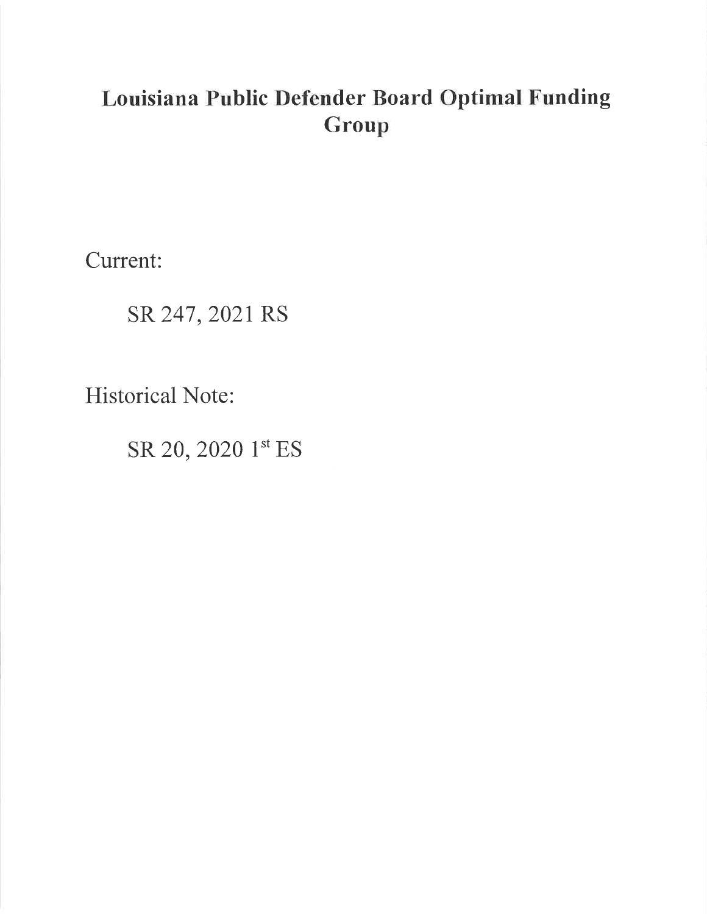# Louisiana Public Defender Board Optimal Funding Group

Current:

SR 247, 2021 RS

Historical Note:

SR 20, 2020 1st ES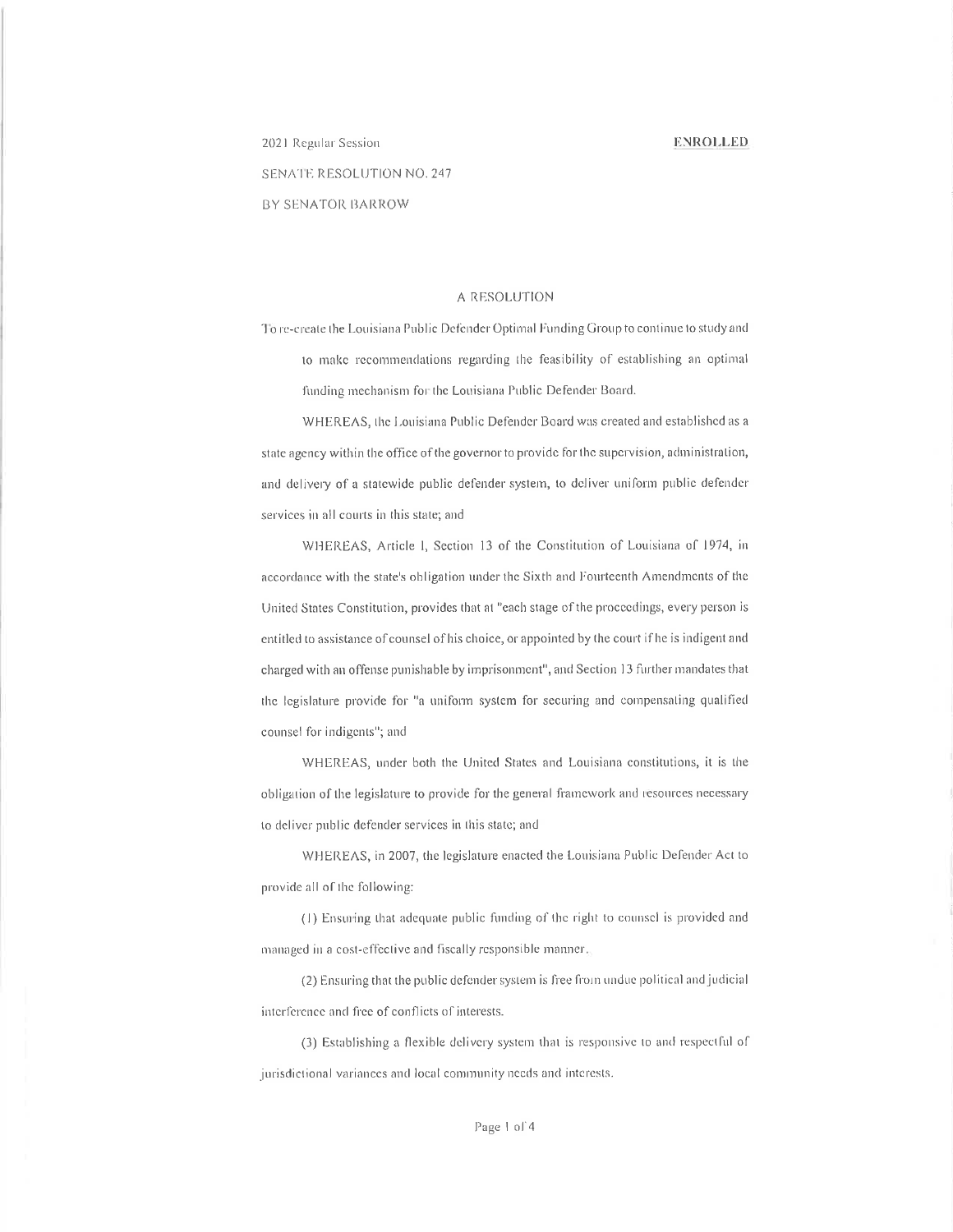2021 Regular Session **ENROLLED**

SENATE RESOLUTION NO. 247

BY SENATOR BARROW

A RESOLUTION

To re-create the Louisiana Public Defender Optimal Funding Group to continue to study and to make recommendations regarding the feasibility of establishing an optimal funding mechanism for the Louisiana Public Defender Board.

WHEREAS, the Louisiana Public Defender Board was created and established as a state agency within the office of the governor to provide for the supervision, administration, and delivery of a statewide public defender system, to deliver uniform public defender services in all courts in this state; and

WHEREAS, Article I, Section 13 of the Constitution of Louisiana of 1974, in accordance with the state's obligation under the Sixth and Fourteenth Amendments of the United States Constitution, provides that at "each stage of the proceedings, every person is entitled to assistance of counsel of his choice, or appointed by the court if he is indigent and charged with an offense punishable by imprisonment", and Section 13 further mandates that the legislature provide for "a uniform system for securing and compensating qualified counsel for indigents"; and

WHEREAS, under both the United States and Louisiana constitutions, it is the obligation of the legislature to provide for the general framework and resources necessary to deliver public defender services in this state; and

WHEREAS, in 2007, the legislature enacted the Louisiana Public Defender Act to provide all of the following:

(1) Ensuring that adequate public funding of the right to counsel is provided and managed in a cost-effective and fiscally responsible manner.

(2) Ensuring that the public defender system is free from undue political and judicial interference and free of conflicts of interests.

(3) Establishing a flexible delivery system that is responsive to and respectful of jurisdictional variances and local community needs and interests.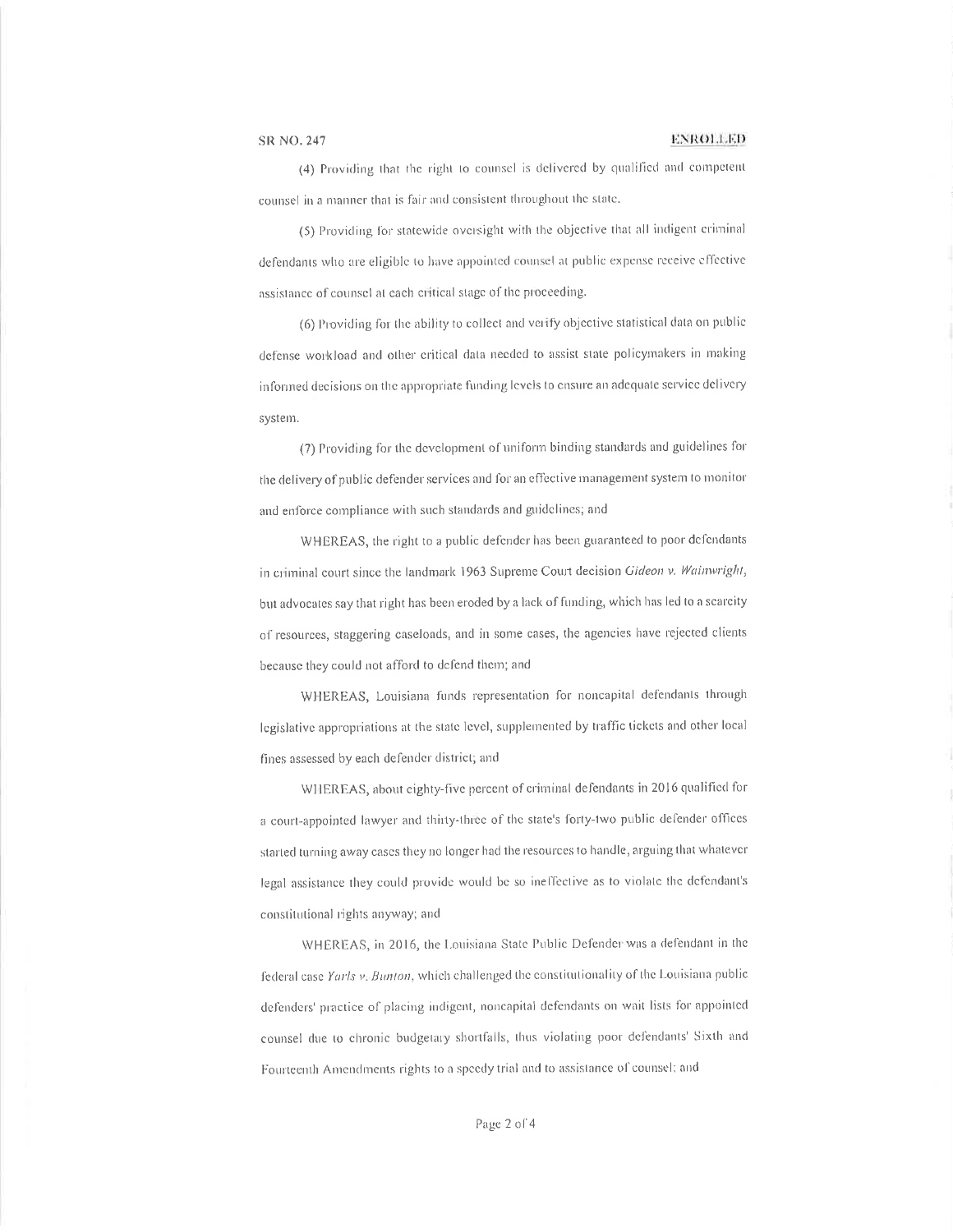(4) Providing that the right to counsel is delivered by qualified and competent counsel in a manner that is fair and consistent throughout the state.

(5) Providing for statewide oversight with the objective that all indigent criminal defendants who are eligible to have appointed counsel at public expense receive effective assistance of counsel at each critical stage of the proceeding.

(6) Providing for the ability to collect and verify objective statistical data on public defense workload and other critical data needed to assist state policymakers in making informed decisions on the appropriate funding levels to ensure an adequate service delivery system.

(7) Providing for the development of uniform binding standards and guidelines for the delivery of public defender services and for an effective management system to monitor and enforce compliance with such standards and guidelines; and

WHEREAS, the right to a public defender has been guaranteed to poor defendants in criminal court since the landmark 1963 Supreme Court decision *Gideon v. Wainwright*, but advocates say that right has been eroded by a lack of funding, which has led to a scarcity of resources, staggering caseloads, and in some cases, the agencies have rejected clients because they could not afford to defend them; and

WHEREAS, Louisiana funds representation for noncapital defendants through legislative appropriations at the state level, supplemented by traffic tickets and other local fines assessed by each defender district; and

WHEREAS, about eighty-five percent of criminal defendants in 2016 qualified for a court-appointed lawyer and thirty-three of the state's forty-two public defender offices started turning away cases they no longer had the resources to handle, arguing that whatever legal assistance they could provide would be so ineffective as to violate the defendant's constitutional rights anyway; and

WHEREAS, in 2016, the Louisiana State Public Defender was a defendant in the federal case *Yarls v. Bunton*, which challenged the constitutionality of the Louisiana public defenders' practice of placing indigent, noncapital defendants on wait lists for appointed counsel due to chronic budgetary shortfalls, thus violating poor defendants' Sixth and Fourteenth Amendments rights to a speedy trial and to assistance of counsel; and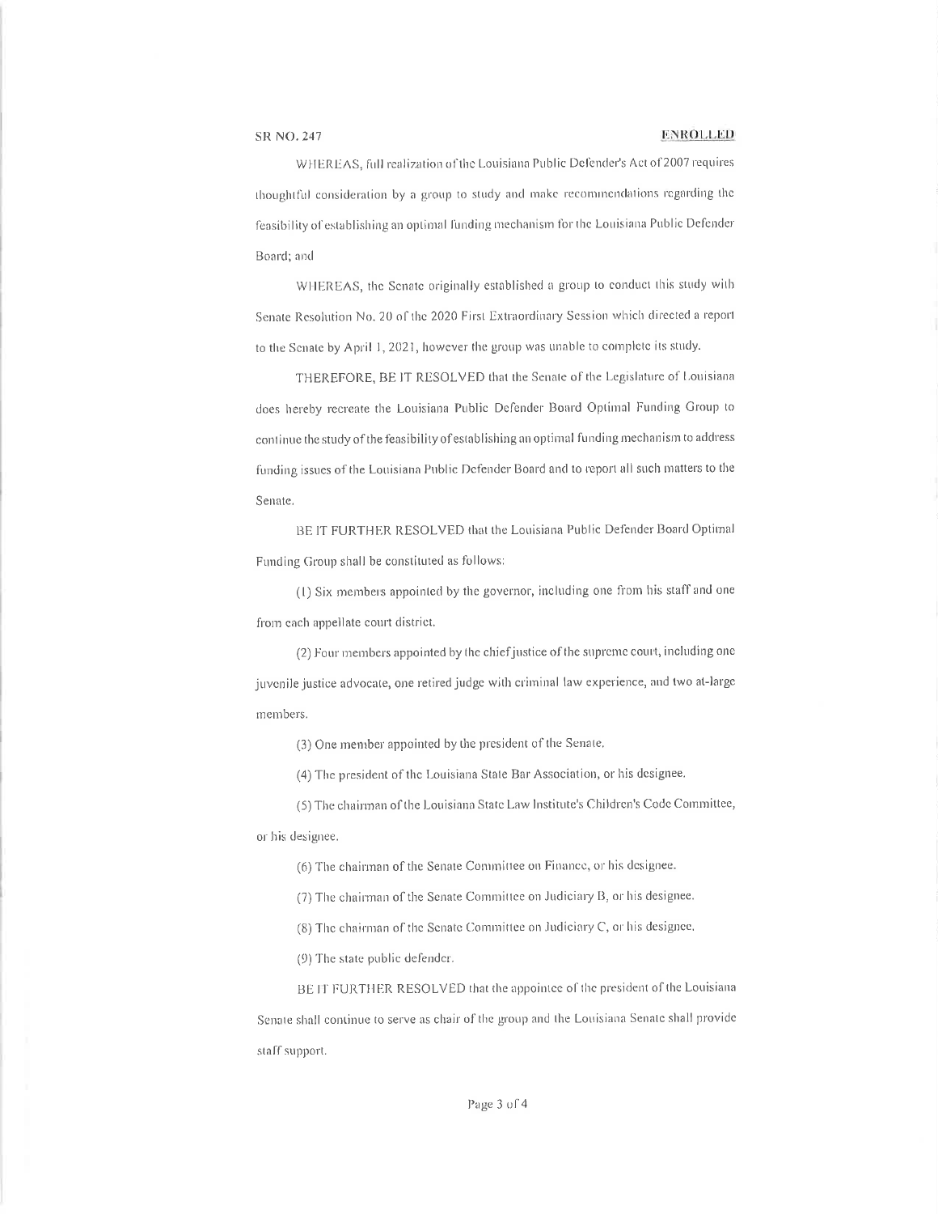WHEREAS, full realization of the Louisiana Public Defender's Act of 2007 requires thoughtful consideration by a group to study and make recommendations regarding the feasibility of establishing an optimal funding mechanism for the Louisiana Public Defender Board; and

WHEREAS, the Senate originally established a group to conduct this study with Senate Resolution No. 20 of the 2020 First Extraordinary Session which directed a report to the Senate by April 1, 2021, however the group was unable to complete its study.

THEREFORE, BE IT RESOLVED that the Senate of the Legislature of Louisiana does hereby recreate the Louisiana Public Defender Board Optimal Funding Group to continue the study of the feasibility of establishing an optimal funding mechanism to address funding issues of the Louisiana Public Defender Board and to report all such matters to the Senate.

BE IT FURTHER RESOLVED that the Louisiana Public Defender Board Optimal Funding Group shall be constituted as follows:

(1) Six members appointed by the governor, including one from his staff and one from each appellate court district.

(2) Four members appointed by the chief justice of the supreme court, including one juvenile justice advocate, one retired judge with criminal law experience, and two at-large members.

(3) One member appointed by the president of the Senate.

(4) The president of the Louisiana State Bar Association, or his designee.

(5) The chairman of the Louisiana State Law Institute's Children's Code Committee, or his designee.

(6) The chairman of the Senate Committee on Finance, or his designee.

(7) The chairman of the Senate Committee on Judiciary B, or his designee.

(8) The chairman of the Senate Committee on Judiciary C, or his designee.

(9) The state public defender.

BE IT FURTHER RESOLVED that the appointee of the president of the Louisiana Senate shall continue to serve as chair of the group and the Louisiana Senate shall provide staff support.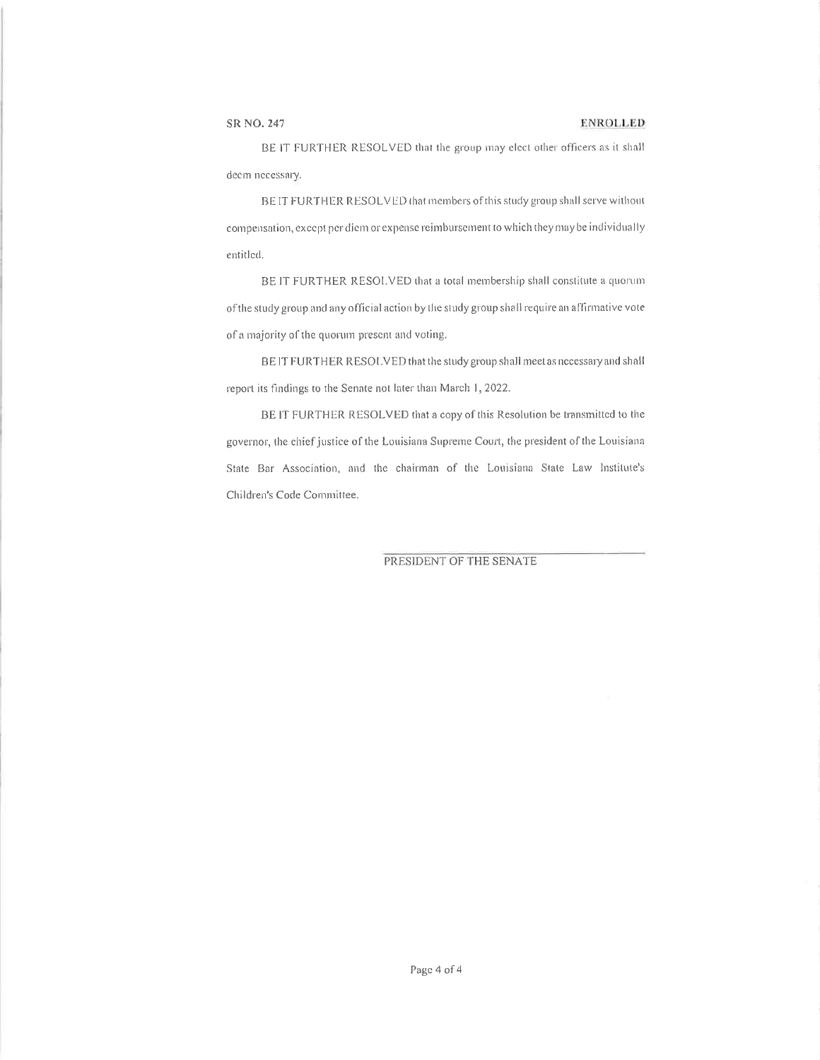BE IT FURTHER RESOLVED that the group may elect other officers as it shall deem necessary.

BE IT FURTHER RESOLVED that members of this study group shall serve without compensation, except per diem or expense reimbursement to which they may be individually entitled.

BE IT FURTHER RESOLVED that a total membership shall constitute a quorum of the study group and any official action by the study group shall require an affirmative vote of a majority of the quorum present and voting.

BE IT FURTHER RESOLVED that the study group shall meet as necessary and shall report its findings to the Senate not later than March 1, 2022.

BE IT FURTHER RESOLVED that a copy of this Resolution be transmitted to the governor, the chief justice of the Louisiana Supreme Court, the president of the Louisiana State Bar Association, and the chairman of the Louisiana State Law Institute's Children's Code Committee.

PRESIDENT OF THE SENATE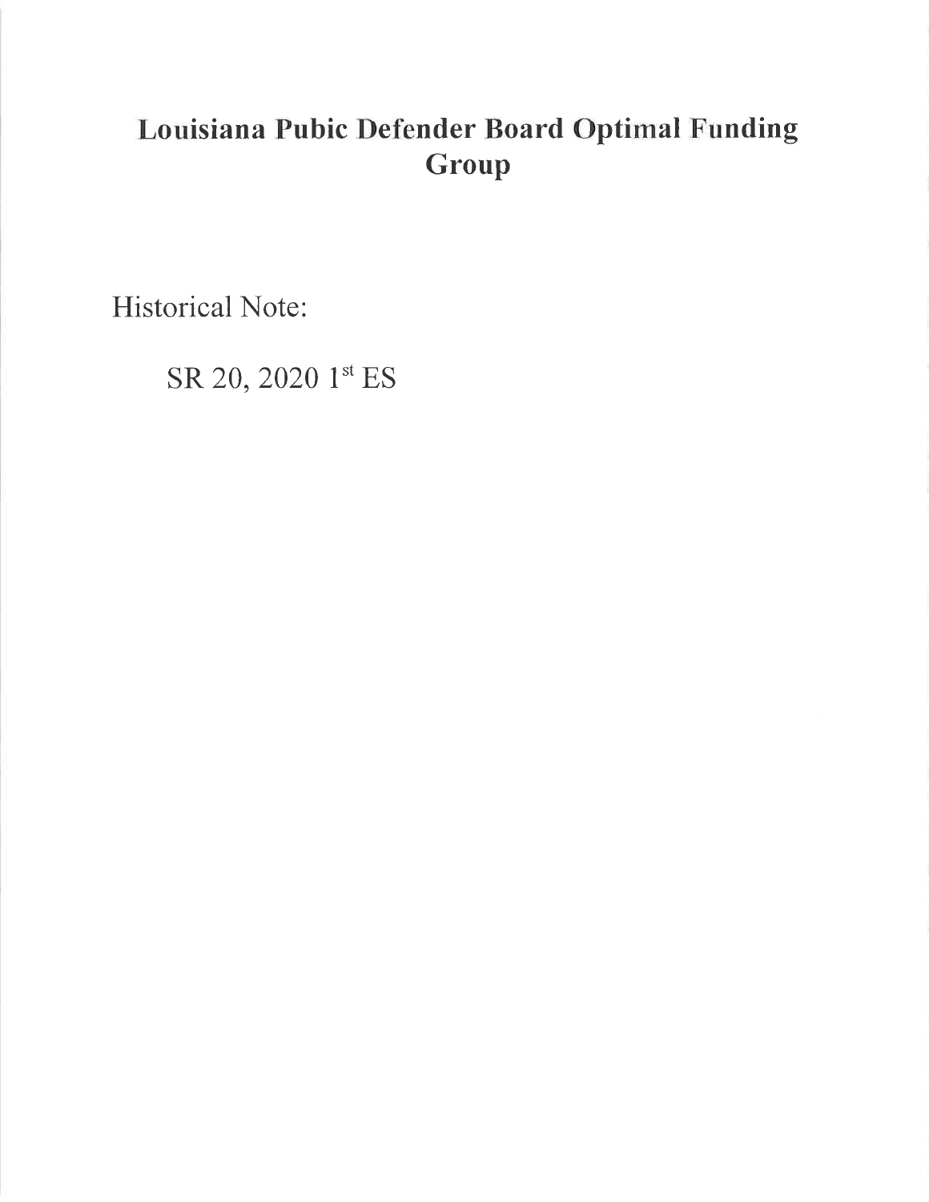# Louisiana Pubic Defender Board Optimal Funding Group

Historical Note:

SR 20, 2020 1st ES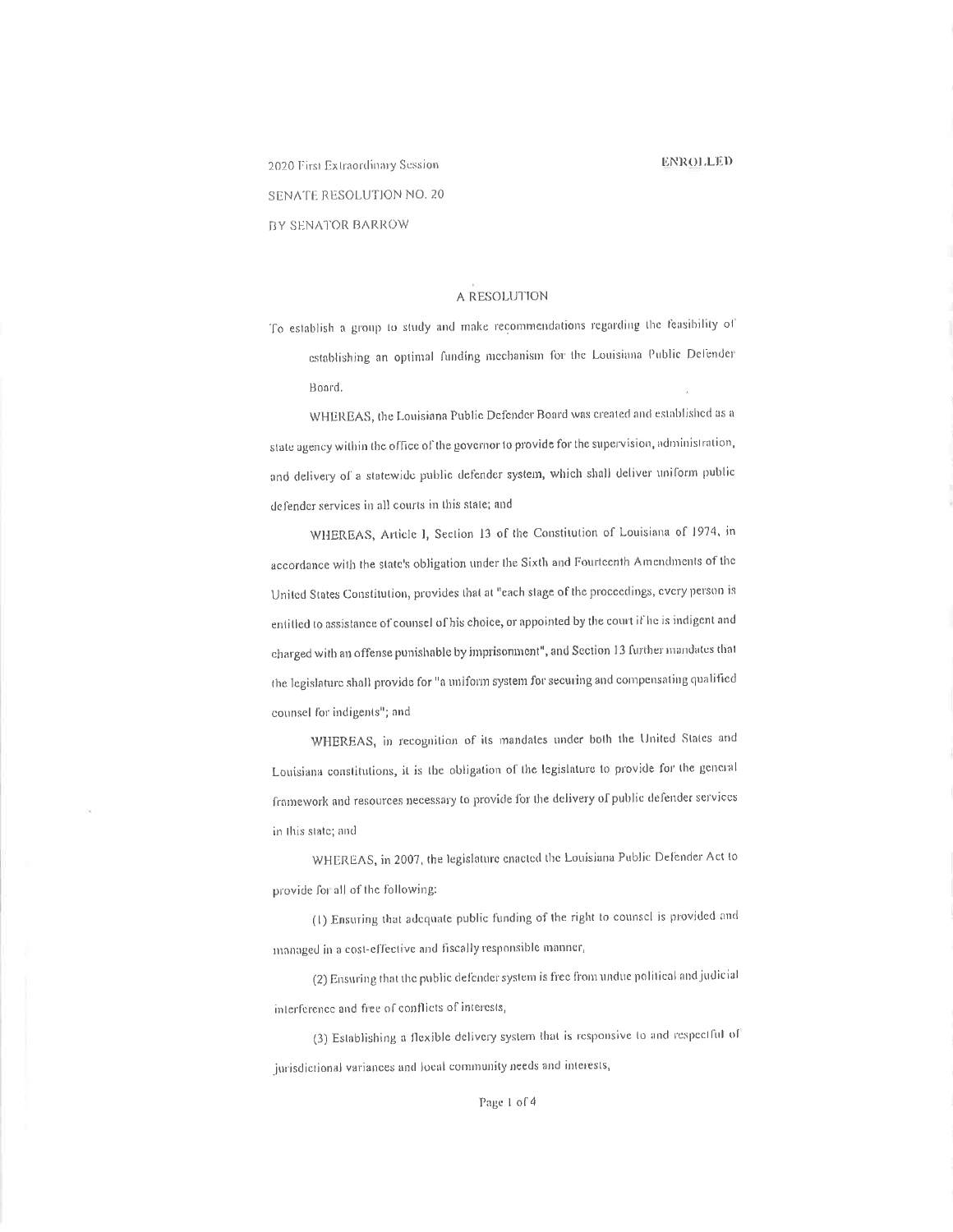2020 First Extraordinary Session **ENROLLED**

SENATE RESOLUTION NO. 20

BY SENATOR BARROW

A RESOLUTION

To establish a group to study and make recommendations regarding the feasibility of establishing an optimal funding mechanism for the Louisiana Public Defender Board.

WHEREAS, the Louisiana Public Defender Board was created and established as a state agency within the office of the governor to provide for the supervision, administration, and delivery of a statewide public defender system, which shall deliver uniform public defender services in all courts in this state; and

WHEREAS, Article I, Section 13 of the Constitution of Louisiana of 1974, in accordance with the state's obligation under the Sixth and Fourteenth Amendments of the United States Constitution, provides that at "each stage of the proceedings, every person is entitled to assistance of counsel of his choice, or appointed by the court if he is indigent and charged with an offense punishable by imprisonment", and Section 13 further mandates that the legislature shall provide for "a uniform system for securing and compensating qualified counsel for indigents"; and

WHEREAS, in recognition of its mandates under both the United States and Louisiana constitutions, it is the obligation of the legislature to provide for the general framework and resources necessary to provide for the delivery of public defender services in this state; and

WHEREAS, in 2007, the legislature enacted the Louisiana Public Defender Act to provide for all of the following:

(1) Ensuring that adequate public funding of the right to counsel is provided and managed in a cost-effective and fiscally responsible manner,

(2) Ensuring that the public defender system is free from undue political and judicial interference and free of conflicts of interests,

(3) Establishing a flexible delivery system that is responsive to and respectful of jurisdictional variances and local community needs and interests,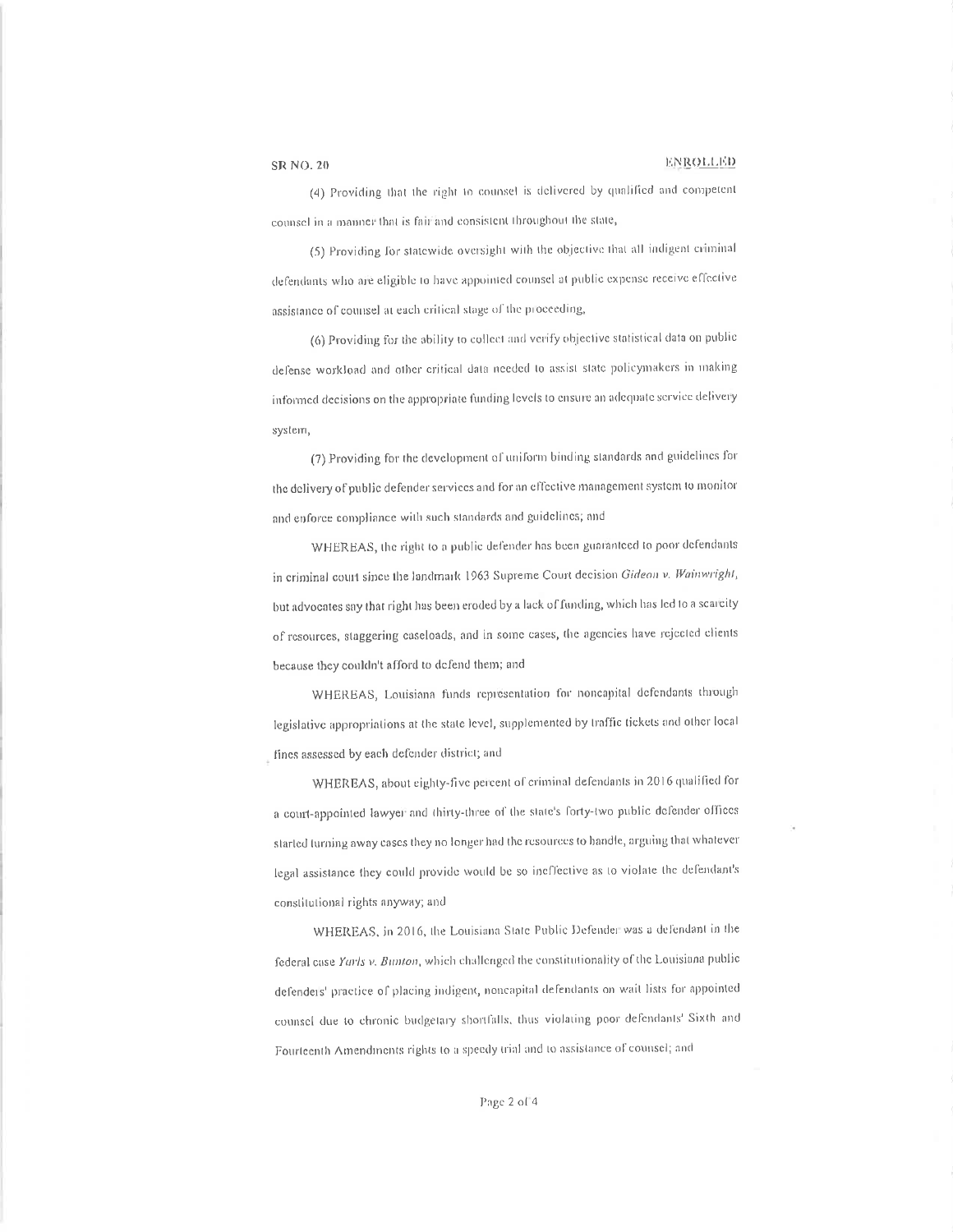(4) Providing that the right to counsel is delivered by qualified and competent counsel in a manner that is fair and consistent throughout the state,

(5) Providing for statewide oversight with the objective that all indigent criminal defendants who are eligible to have appointed counsel at public expense receive effective assistance of counsel at each critical stage of the proceeding,

(6) Providing for the ability to collect and verify objective statistical data on public defense workload and other critical data needed to assist state policymakers in making informed decisions on the appropriate funding levels to ensure an adequate service delivery system,

(7) Providing for the development of uniform binding standards and guidelines for the delivery of public defender services and for an effective management system to monitor and enforce compliance with such standards and guidelines; and

WHEREAS, the right to a public defender has been guaranteed to poor defendants in criminal court since the landmark 1963 Supreme Court decision *Gideon v. Wainwright*, but advocates say that right has been eroded by a lack of funding, which has led to a scarcity of resources, staggering caseloads, and in some cases, the agencies have rejected clients because they couldn't afford to defend them; and

WHEREAS, Louisiana funds representation for noncapital defendants through legislative appropriations at the state level, supplemented by traffic tickets and other local fines assessed by each defender district; and

WHEREAS, about eighty-five percent of criminal defendants in 2016 qualified for a court-appointed lawyer and thirty-three of the state's forty-two public defender offices started turning away cases they no longer had the resources to handle, arguing that whatever legal assistance they could provide would be so ineffective as to violate the defendant's constitutional rights anyway; and

WHEREAS, in 2016, the Louisiana State Public Defender was a defendant in the federal case *Yarls v. Bunton*, which challenged the constitutionality of the Louisiana public defenders' practice of placing indigent, noncapital defendants on wait lists for appointed counsel due to chronic budgetary shortfalls, thus violating poor defendants' Sixth and Fourteenth Amendments rights to a speedy trial and to assistance of counsel; and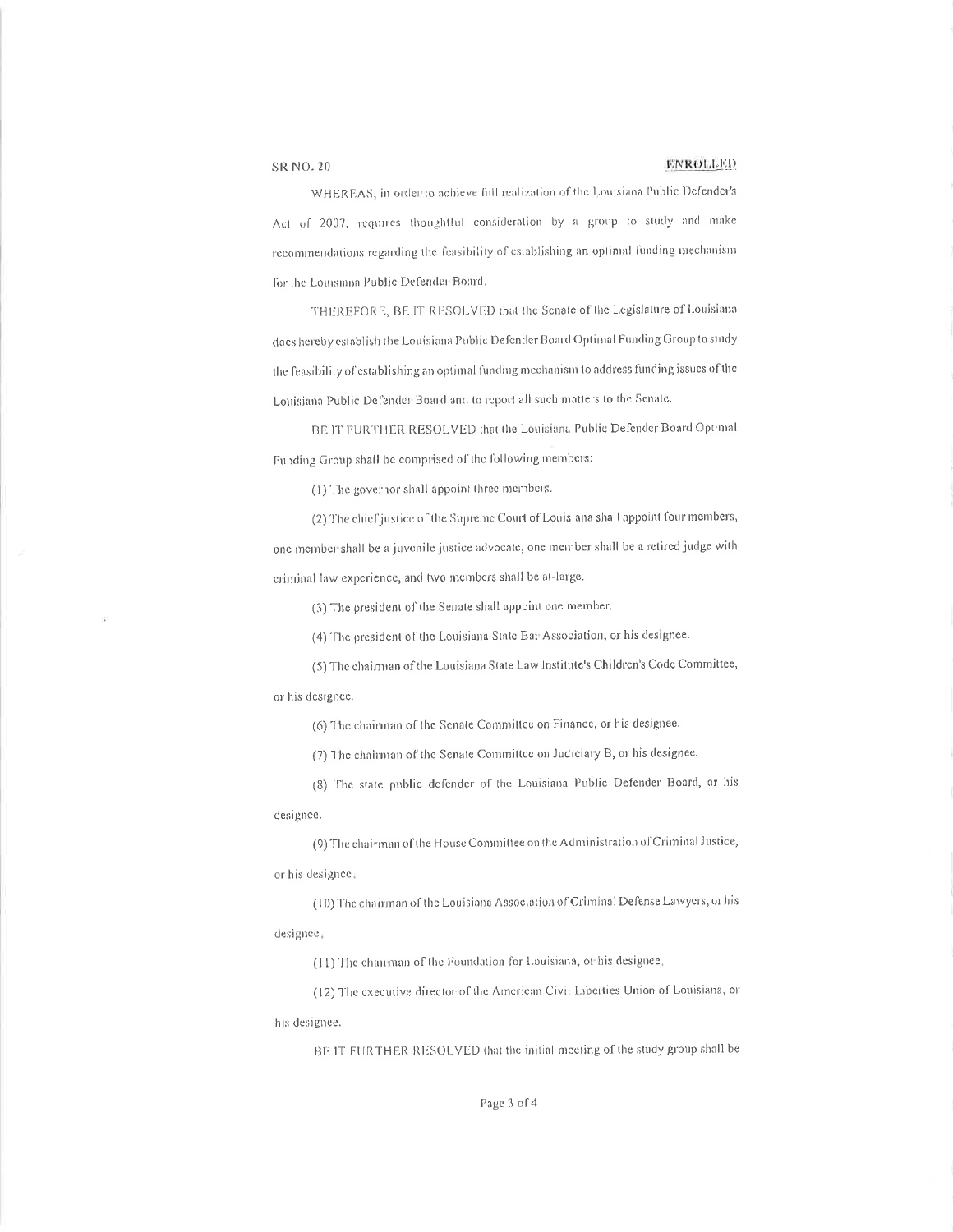SR NO. 20 **ENROLLED**

WHEREAS, in order to achieve full realization of the Louisiana Public Defender's Act of 2007, requires thoughtful consideration by a group to study and make recommendations regarding the feasibility of establishing an optimal funding mechanism for the Louisiana Public Defender Board.

THEREFORE, BE IT RESOLVED that the Senate of the Legislature of Louisiana does hereby establish the Louisiana Public Defender Board Optimal Funding Group to study the feasibility of establishing an optimal funding mechanism to address funding issues of the Louisiana Public Defender Board and to report all such matters to the Senate.

BE IT FURTHER RESOLVED that the Louisiana Public Defender Board Optimal Funding Group shall be comprised of the following members:

(1) The governor shall appoint three members.

(2) The chief justice of the Supreme Court of Louisiana shall appoint four members, one member shall be a juvenile justice advocate, one member shall be a retired judge with criminal law experience, and two members shall be at-large.

(3) The president of the Senate shall appoint one member.

(4) The president of the Louisiana State Bar Association, or his designee.

(5) The chairman of the Louisiana State Law Institute's Children's Code Committee, or his designee.

(6) The chairman of the Senate Committee on Finance, or his designee.

(7) The chairman of the Senate Committee on Judiciary B, or his designee.

(8) The state public defender of the Louisiana Public Defender Board, or his designee.

(9) The chairman of the House Committee on the Administration of Criminal Justice, or his designee.

(10) The chairman of the Louisiana Association of Criminal Defense Lawyers, or his designee.

(11) The chairman of the Foundation for Louisiana, or his designee.

(12) The executive director of the American Civil Liberties Union of Louisiana, or his designee.

BE IT FURTHER RESOLVED that the initial meeting of the study group shall be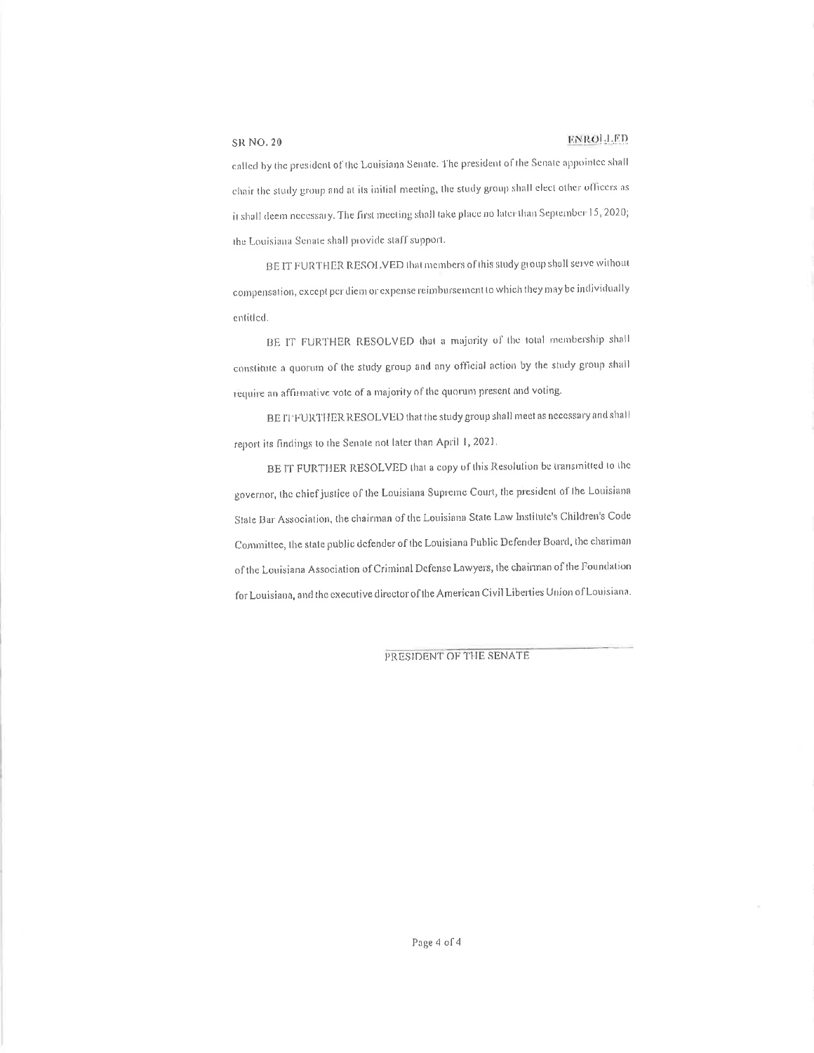called by the president of the Louisiana Senate. The president of the Senate appointee shall chair the study group and at its initial meeting, the study group shall elect other officers as it shall deem necessary. The first meeting shall take place no later than September 15, 2020; the Louisiana Senate shall provide staff support.

BE IT FURTHER RESOLVED that members of this study group shall serve without compensation, except per diem or expense reimbursement to which they may be individually entitled.

BE IT FURTHER RESOLVED that a majority of the total membership shall constitute a quorum of the study group and any official action by the study group shall require an affirmative vote of a majority of the quorum present and voting.

BE IT FURTHER RESOLVED that the study group shall meet as necessary and shall report its findings to the Senate not later than April 1, 2021.

BE IT FURTHER RESOLVED that a copy of this Resolution be transmitted to the governor, the chief justice of the Louisiana Supreme Court, the president of the Louisiana State Bar Association, the chairman of the Louisiana State Law Institute's Children's Code Committee, the state public defender of the Louisiana Public Defender Board, the chariman of the Louisiana Association of Criminal Defense Lawyers, the chairman of the Foundation for Louisiana, and the executive director of the American Civil Liberties Union of Louisiana.

PRESIDENT OF THE SENATE